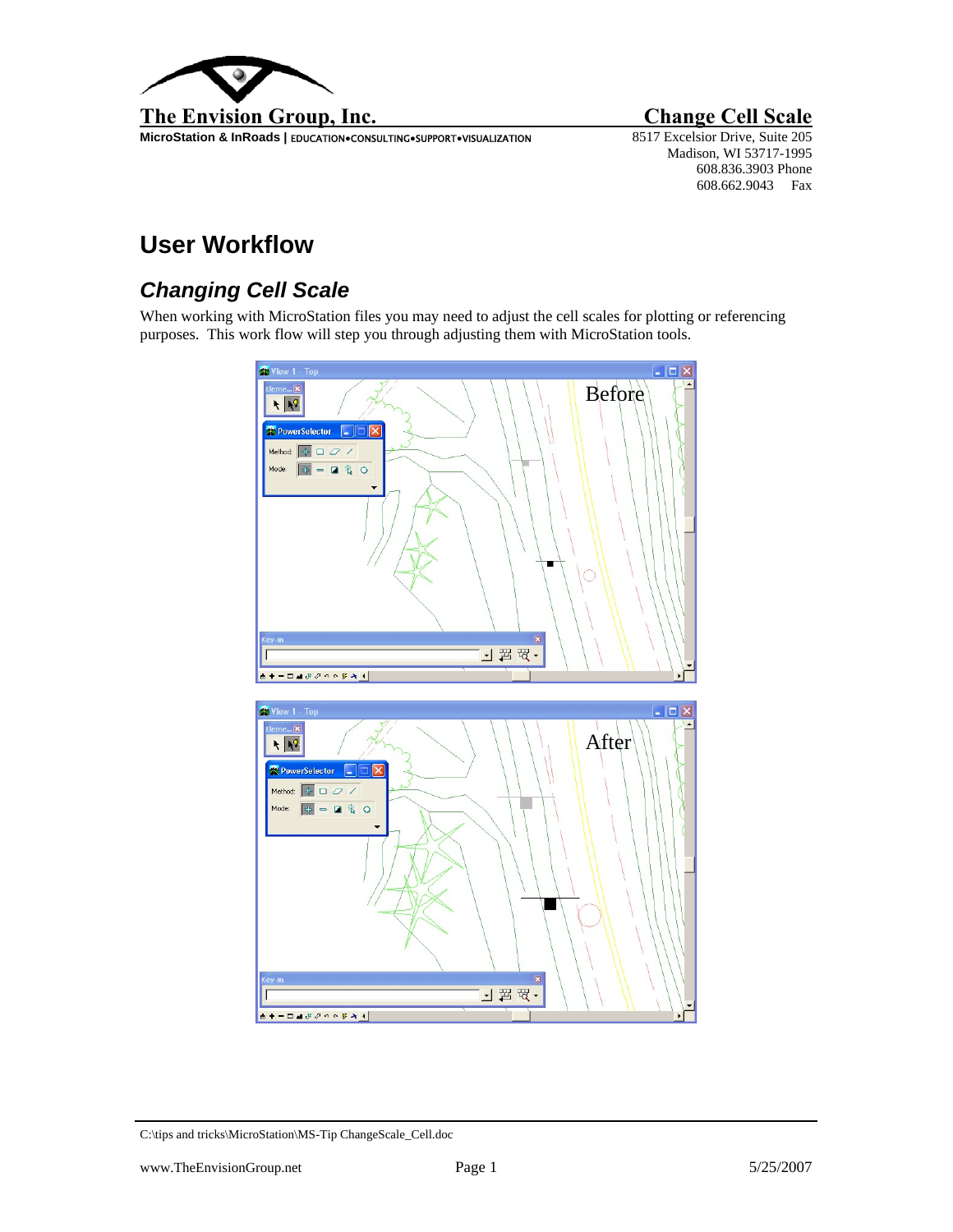**The Envision Group, Inc.**

**MicroStation & InRoads** | EDUCATION•CONSULTING•SUPPORT•VISUALIZATION

**Change Cell Scale**

8517 Excelsior Drive, Suite 205
Madison, WI 53717-1995
608.836.3903 Phone
608.662.9043 Fax

# User Workflow

## *Changing Cell Scale*

When working with MicroStation files you may need to adjust the cell scales for plotting or referencing purposes. This work flow will step you through adjusting them with MicroStation tools.

Before

After

C:\tips and tricks\MicroStation\MS-Tip ChangeScale_Cell.doc

www.TheEnvisionGroup.net 5/25/2007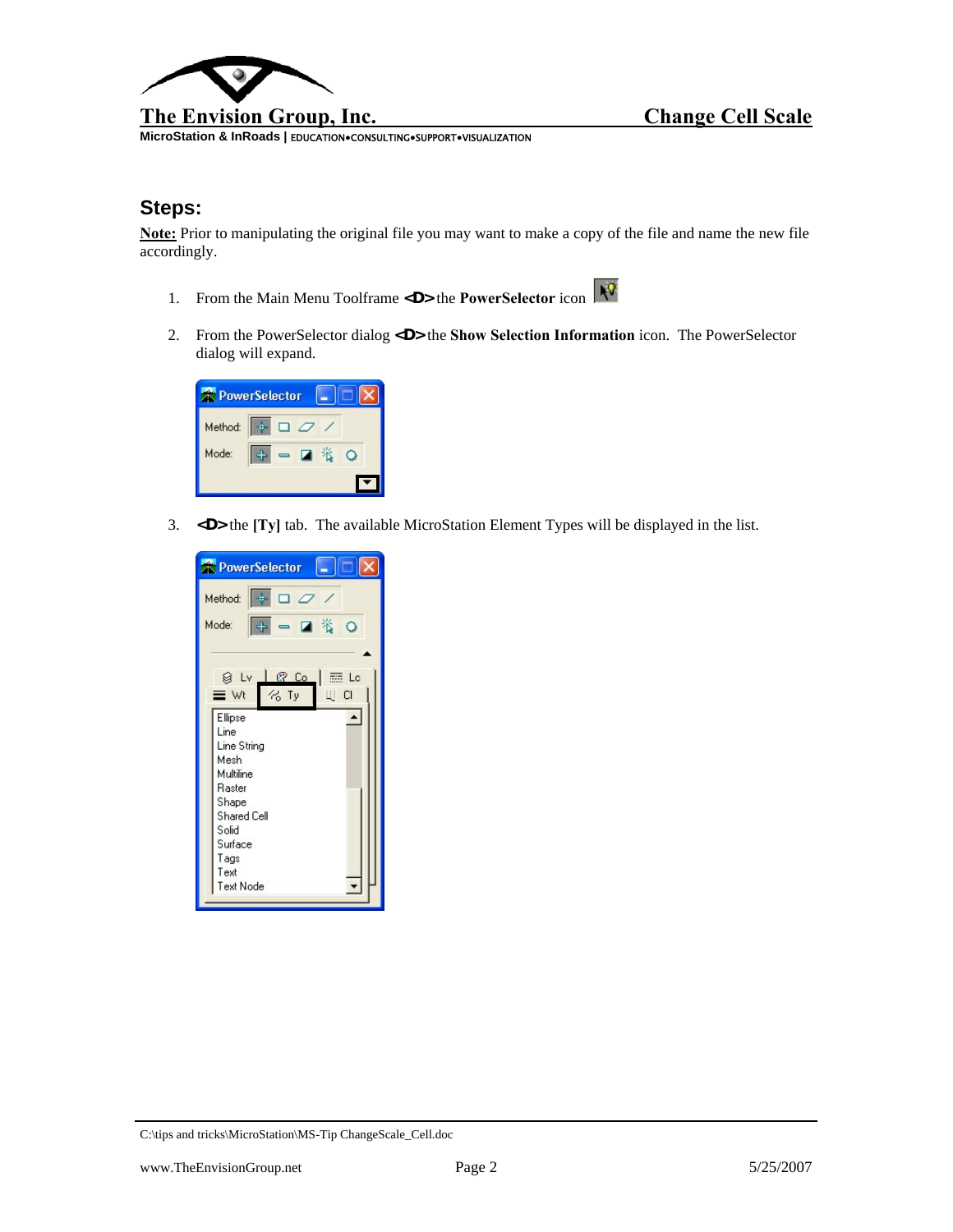## Steps:

**Note:** Prior to manipulating the original file you may want to make a copy of the file and name the new file accordingly.

1. From the Main Menu Toolframe **<D>** the **PowerSelector** icon
2. From the PowerSelector dialog **<D>** the **Show Selection Information** icon. The PowerSelector dialog will expand.
3. **<D>** the **[Ty]** tab. The available MicroStation Element Types will be displayed in the list.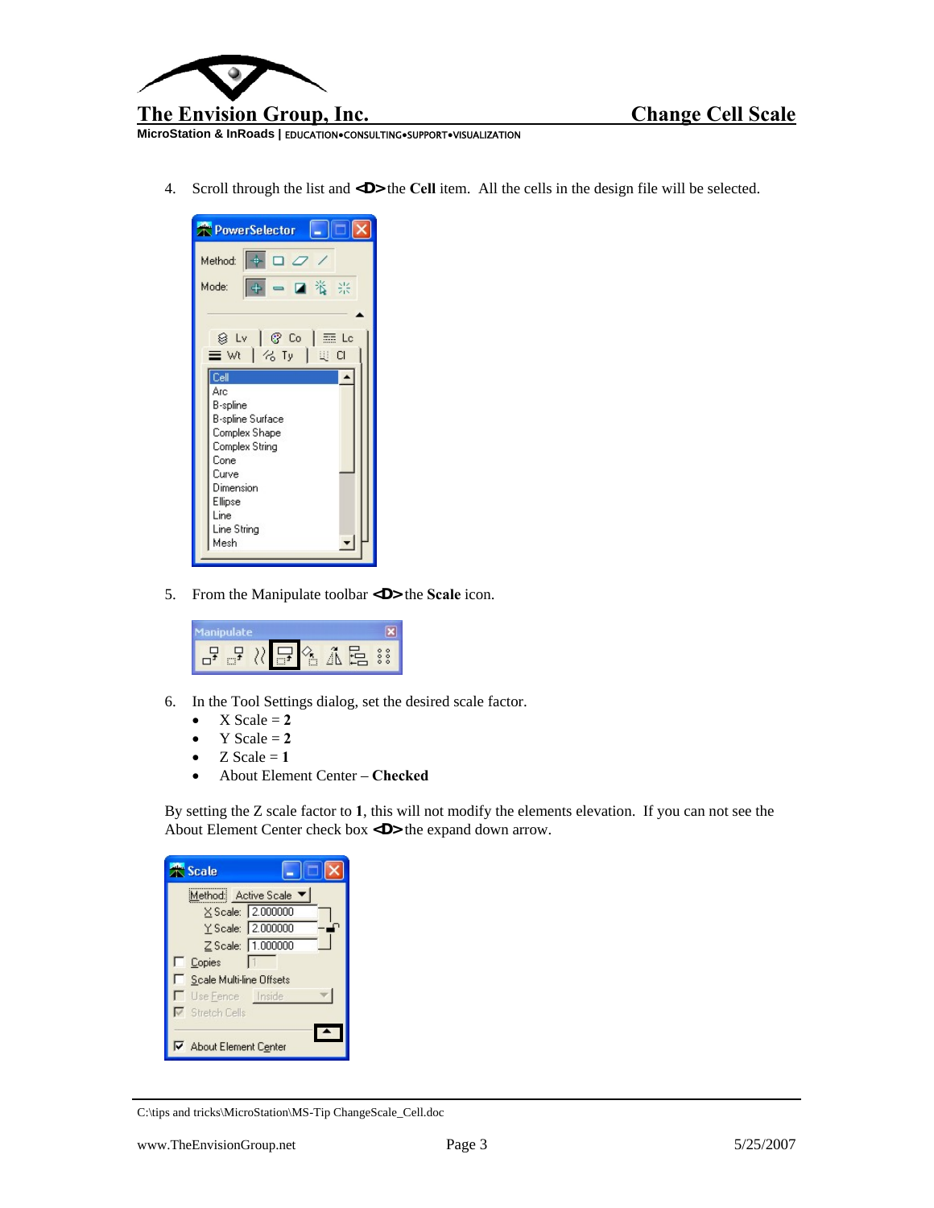4. Scroll through the list and <D> the **Cell** item. All the cells in the design file will be selected.

5. From the Manipulate toolbar <D> the **Scale** icon.

6. In the Tool Settings dialog, set the desired scale factor.
   - X Scale = **2**
   - Y Scale = **2**
   - Z Scale = **1**
   - About Element Center – **Checked**

By setting the Z scale factor to **1**, this will not modify the elements elevation. If you can not see the About Element Center check box <D> the expand down arrow.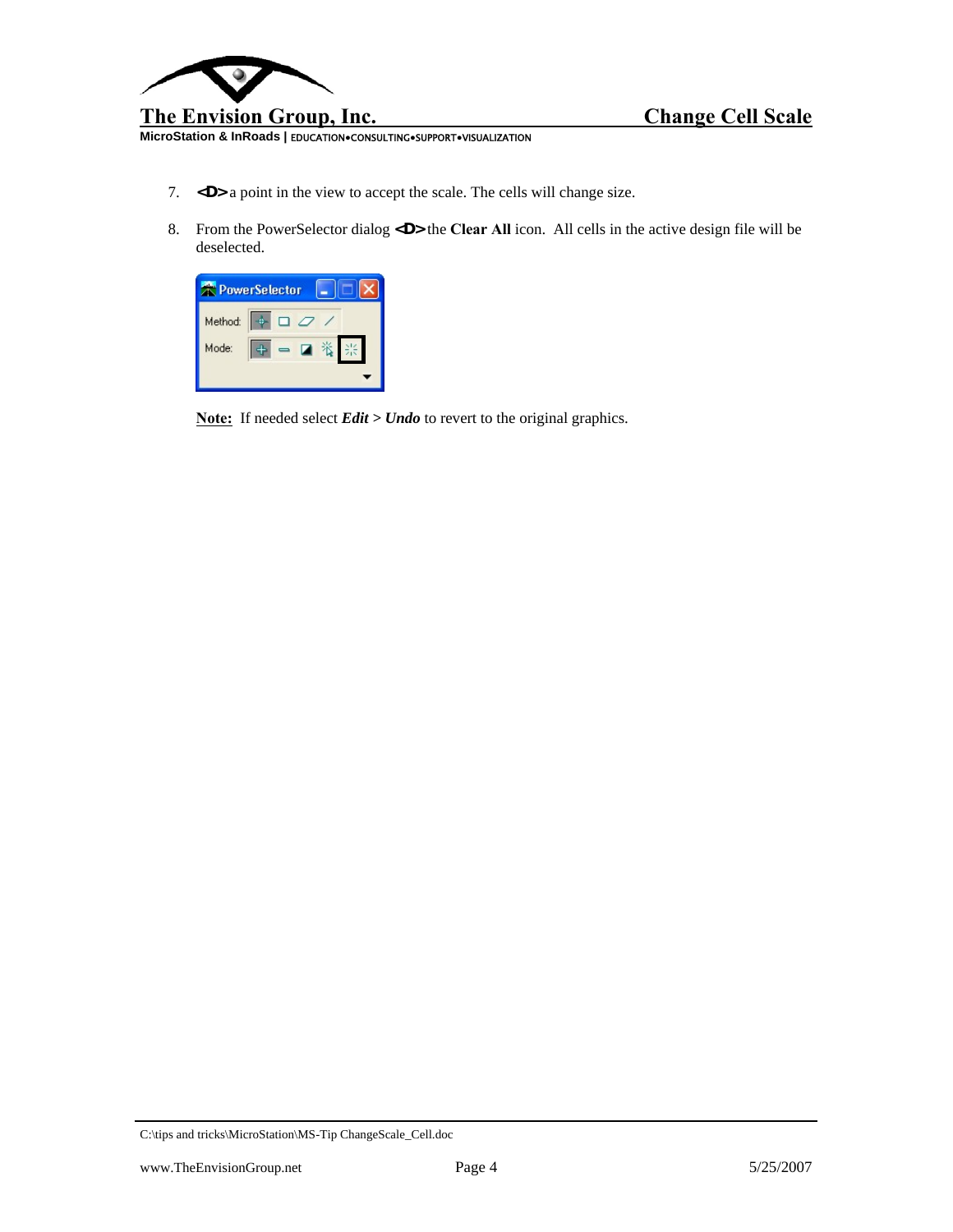7. **<D>** a point in the view to accept the scale. The cells will change size.

8. From the PowerSelector dialog **<D>** the **Clear All** icon. All cells in the active design file will be deselected.

   PowerSelector

   Method:

   Mode:

   **Note:** If needed select ***Edit > Undo*** to revert to the original graphics.